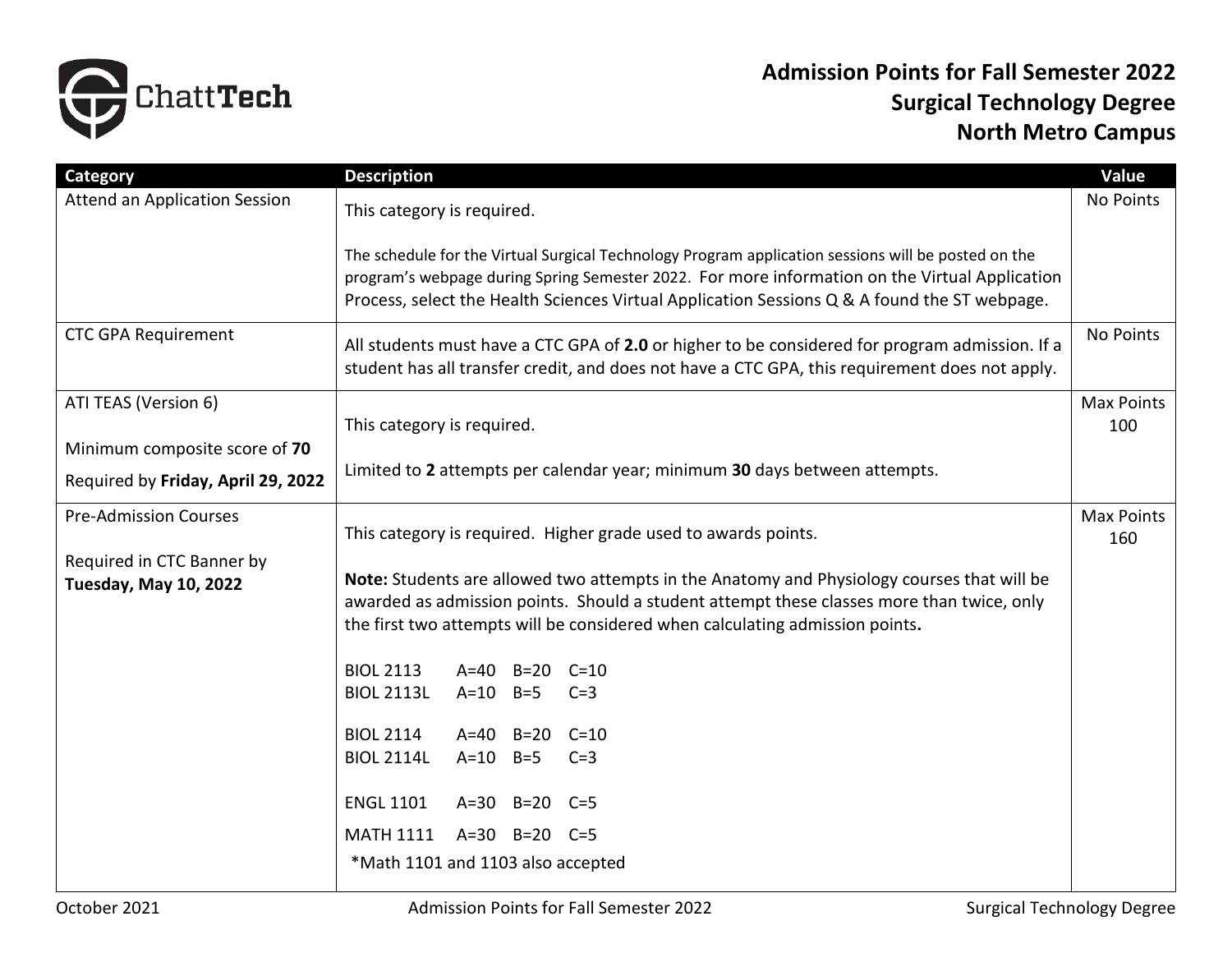# Admission Points for Fall Semester 2022
## Surgical Technology Degree
## North Metro Campus

| Category | Description | Value |
|---|---|---|
| Attend an Application Session | This category is required.<br><br>The schedule for the Virtual Surgical Technology Program application sessions will be posted on the program's webpage during Spring Semester 2022. For more information on the Virtual Application Process, select the Health Sciences Virtual Application Sessions Q & A found the ST webpage. | No Points |
| CTC GPA Requirement | All students must have a CTC GPA of **2.0** or higher to be considered for program admission. If a student has all transfer credit, and does not have a CTC GPA, this requirement does not apply. | No Points |
| ATI TEAS (Version 6)<br><br>Minimum composite score of **70**<br><br>Required by **Friday, April 29, 2022** | This category is required.<br><br>Limited to **2** attempts per calendar year; minimum **30** days between attempts. | Max Points 100 |
| Pre-Admission Courses<br><br>Required in CTC Banner by **Tuesday, May 10, 2022** | This category is required. Higher grade used to awards points.<br><br>**Note:** Students are allowed two attempts in the Anatomy and Physiology courses that will be awarded as admission points. Should a student attempt these classes more than twice, only the first two attempts will be considered when calculating admission points.<br><br>BIOL 2113 A=40 B=20 C=10<br>BIOL 2113L A=10 B=5 C=3<br><br>BIOL 2114 A=40 B=20 C=10<br>BIOL 2114L A=10 B=5 C=3<br><br>ENGL 1101 A=30 B=20 C=5<br><br>MATH 1111 A=30 B=20 C=5<br>*Math 1101 and 1103 also accepted | Max Points 160 |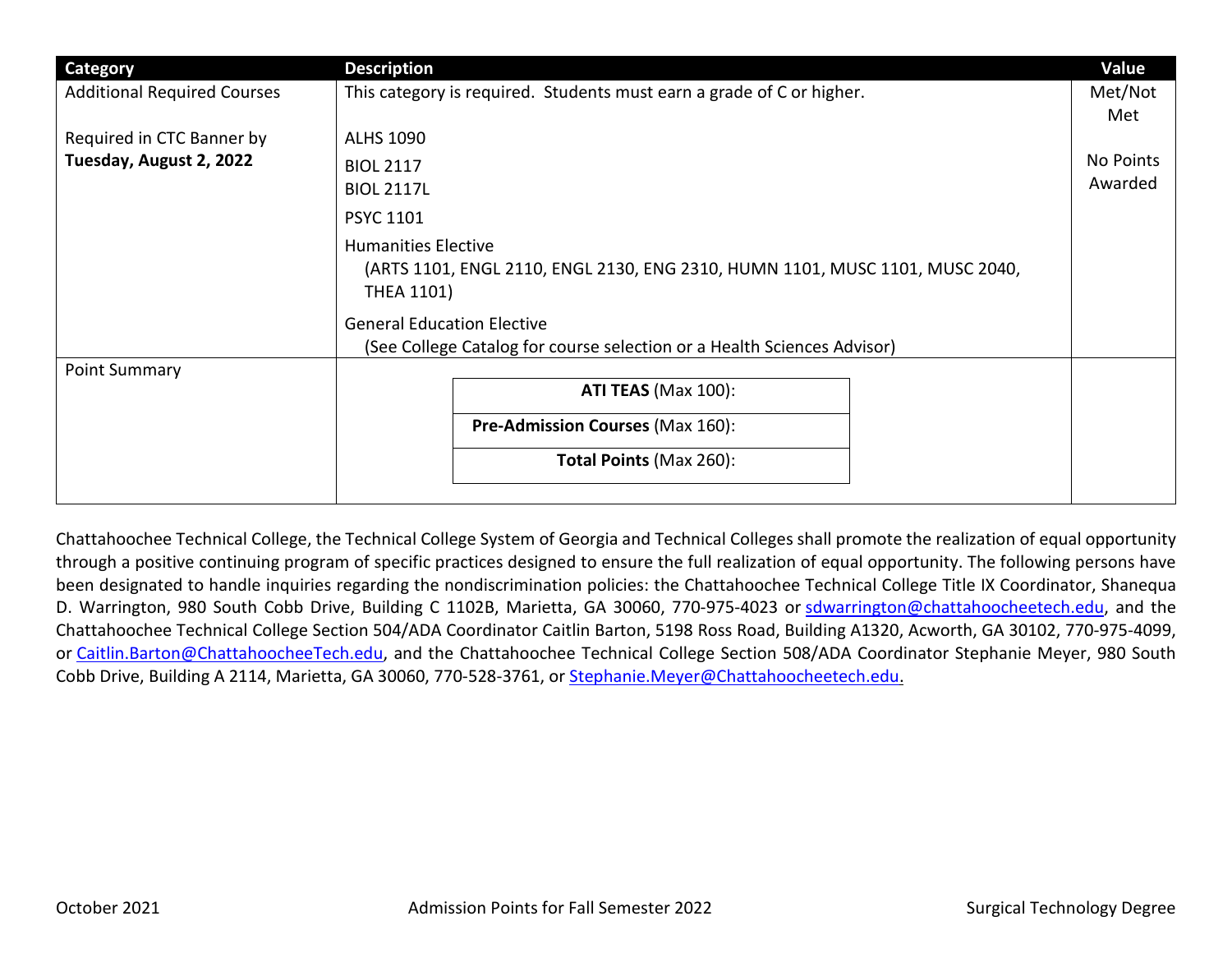| Category | Description | Value |
|---|---|---|
| Additional Required Courses<br><br>Required in CTC Banner by **Tuesday, August 2, 2022** | This category is required. Students must earn a grade of C or higher.<br><br>ALHS 1090<br>BIOL 2117<br>BIOL 2117L<br>PSYC 1101<br>Humanities Elective<br>(ARTS 1101, ENGL 2110, ENGL 2130, ENG 2310, HUMN 1101, MUSC 1101, MUSC 2040, THEA 1101)<br>General Education Elective<br>(See College Catalog for course selection or a Health Sciences Advisor) | Met/Not Met<br><br>No Points Awarded |
| Point Summary | **ATI TEAS** (Max 100):<br>**Pre-Admission Courses** (Max 160):<br>**Total Points** (Max 260): | |

Chattahoochee Technical College, the Technical College System of Georgia and Technical Colleges shall promote the realization of equal opportunity through a positive continuing program of specific practices designed to ensure the full realization of equal opportunity. The following persons have been designated to handle inquiries regarding the nondiscrimination policies: the Chattahoochee Technical College Title IX Coordinator, Shanequa D. Warrington, 980 South Cobb Drive, Building C 1102B, Marietta, GA 30060, 770-975-4023 or sdwarrington@chattahoocheetech.edu, and the Chattahoochee Technical College Section 504/ADA Coordinator Caitlin Barton, 5198 Ross Road, Building A1320, Acworth, GA 30102, 770-975-4099, or Caitlin.Barton@ChattahoocheeTech.edu, and the Chattahoochee Technical College Section 508/ADA Coordinator Stephanie Meyer, 980 South Cobb Drive, Building A 2114, Marietta, GA 30060, 770-528-3761, or Stephanie.Meyer@Chattahoocheetech.edu.